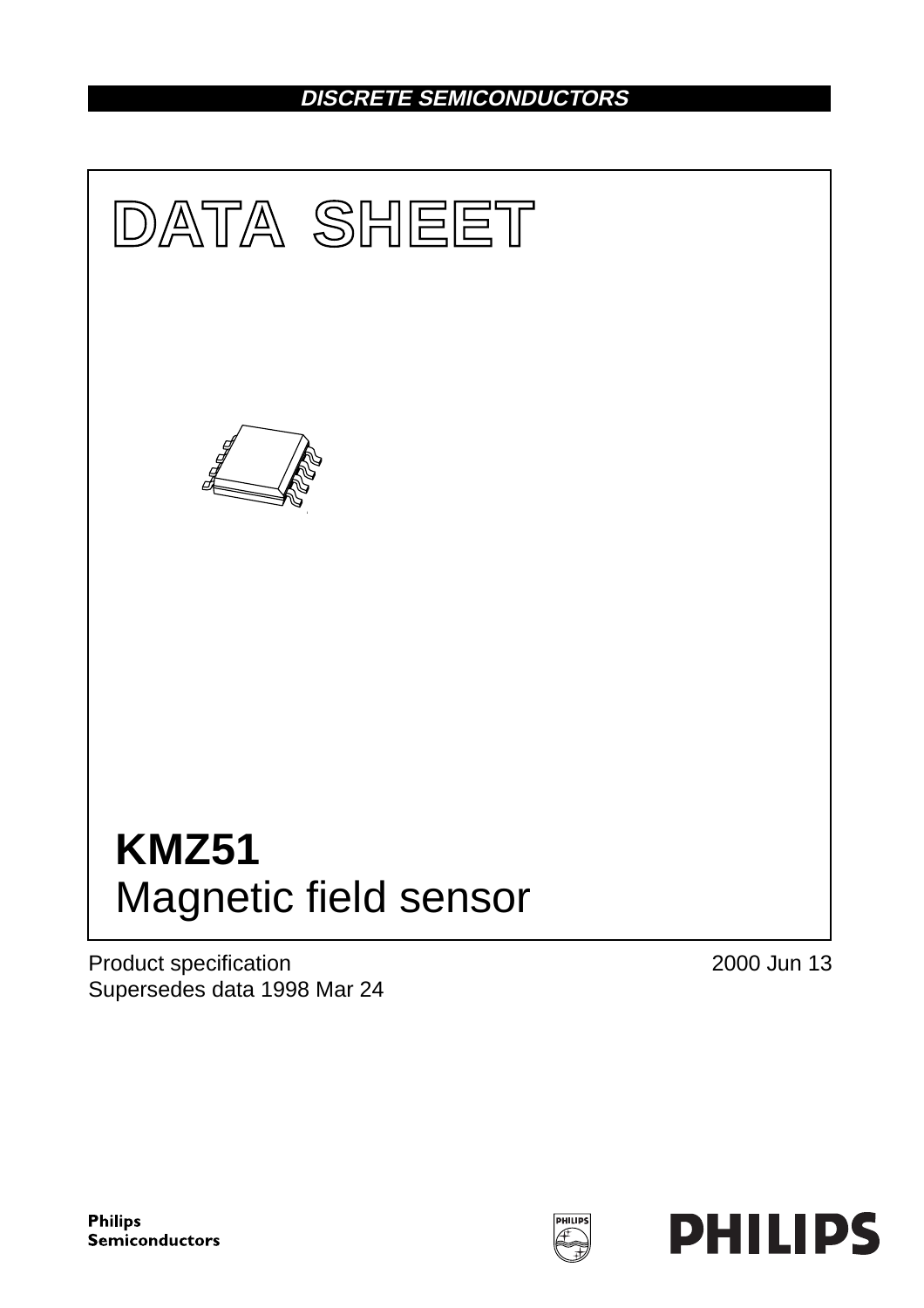DISCRETE SEMICONDUCTORS

# DATA SHEET

# KMZ51
## Magnetic field sensor

Product specification
Supersedes data 1998 Mar 24

2000 Jun 13

Philips Semiconductors

PHILIPS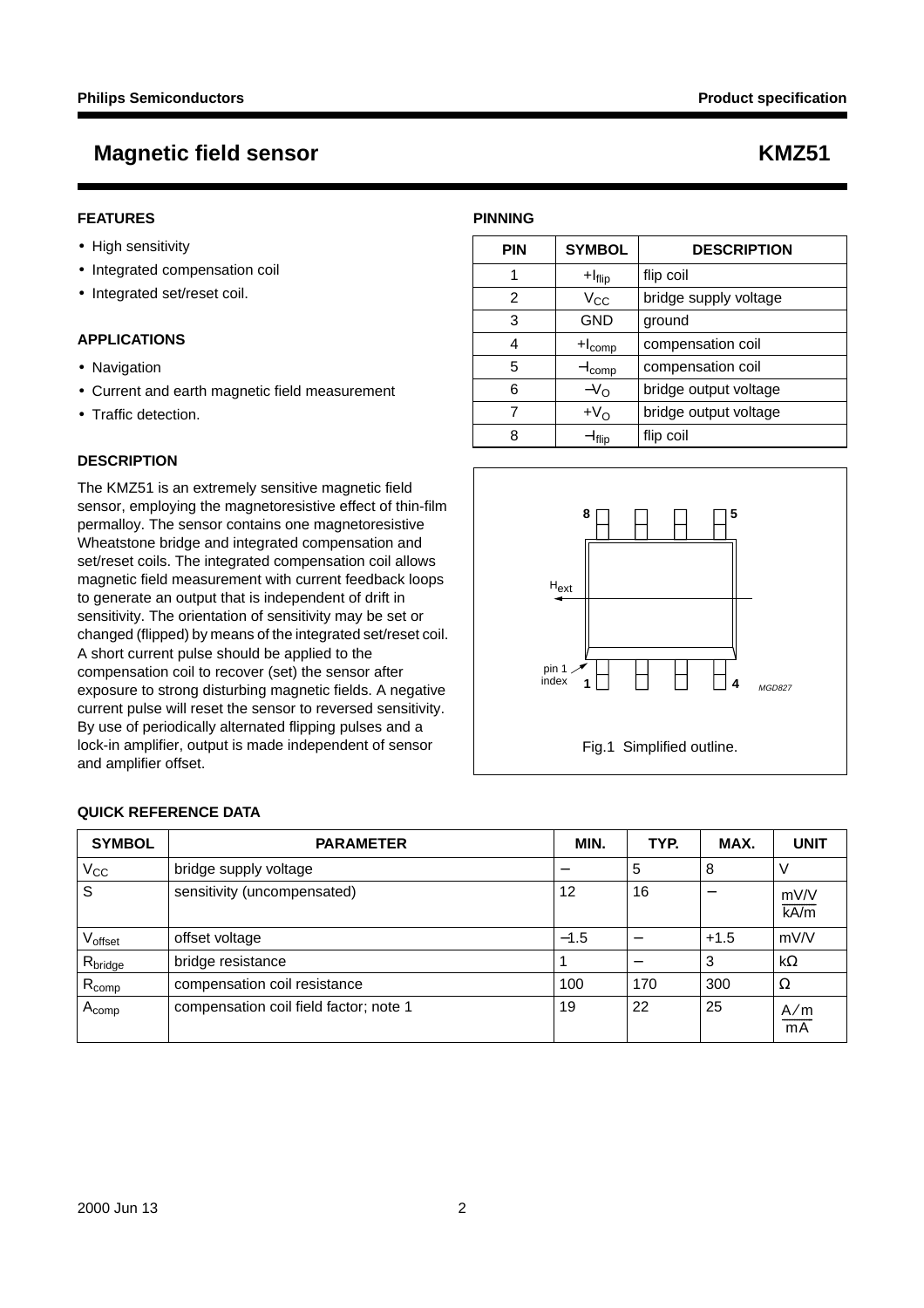# Magnetic field sensor — KMZ51

## FEATURES

- High sensitivity
- Integrated compensation coil
- Integrated set/reset coil.

## APPLICATIONS

- Navigation
- Current and earth magnetic field measurement
- Traffic detection.

## DESCRIPTION

The KMZ51 is an extremely sensitive magnetic field sensor, employing the magnetoresistive effect of thin-film permalloy. The sensor contains one magnetoresistive Wheatstone bridge and integrated compensation and set/reset coils. The integrated compensation coil allows magnetic field measurement with current feedback loops to generate an output that is independent of drift in sensitivity. The orientation of sensitivity may be set or changed (flipped) by means of the integrated set/reset coil. A short current pulse should be applied to the compensation coil to recover (set) the sensor after exposure to strong disturbing magnetic fields. A negative current pulse will reset the sensor to reversed sensitivity. By use of periodically alternated flipping pulses and a lock-in amplifier, output is made independent of sensor and amplifier offset.

## PINNING

| PIN | SYMBOL | DESCRIPTION |
|---|---|---|
| 1 | $+I_{flip}$ | flip coil |
| 2 | $V_{CC}$ | bridge supply voltage |
| 3 | GND | ground |
| 4 | $+I_{comp}$ | compensation coil |
| 5 | $-I_{comp}$ | compensation coil |
| 6 | $-V_O$ | bridge output voltage |
| 7 | $+V_O$ | bridge output voltage |
| 8 | $-I_{flip}$ | flip coil |

Fig.1 Simplified outline.

## QUICK REFERENCE DATA

| SYMBOL | PARAMETER | MIN. | TYP. | MAX. | UNIT |
|---|---|---|---|---|---|
| $V_{CC}$ | bridge supply voltage | − | 5 | 8 | V |
| S | sensitivity (uncompensated) | 12 | 16 | − | $\frac{mV/V}{kA/m}$ |
| $V_{offset}$ | offset voltage | −1.5 | − | +1.5 | mV/V |
| $R_{bridge}$ | bridge resistance | 1 | − | 3 | kΩ |
| $R_{comp}$ | compensation coil resistance | 100 | 170 | 300 | Ω |
| $A_{comp}$ | compensation coil field factor; note 1 | 19 | 22 | 25 | $\frac{A/m}{mA}$ |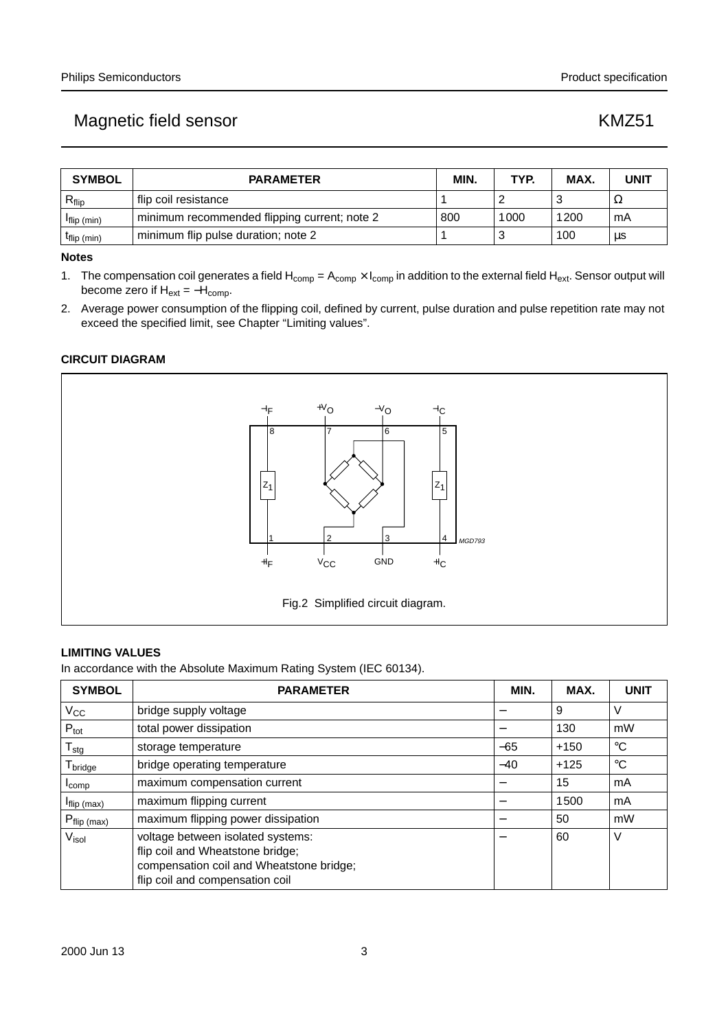| SYMBOL | PARAMETER | MIN. | TYP. | MAX. | UNIT |
|---|---|---|---|---|---|
| $R_{flip}$ | flip coil resistance | 1 | 2 | 3 | Ω |
| $I_{flip\ (min)}$ | minimum recommended flipping current; note 2 | 800 | 1000 | 1200 | mA |
| $t_{flip\ (min)}$ | minimum flip pulse duration; note 2 | 1 | 3 | 100 | μs |

**Notes**

1. The compensation coil generates a field $H_{comp} = A_{comp} \times I_{comp}$ in addition to the external field $H_{ext}$. Sensor output will become zero if $H_{ext} = -H_{comp}$.
2. Average power consumption of the flipping coil, defined by current, pulse duration and pulse repetition rate may not exceed the specified limit, see Chapter “Limiting values”.

## CIRCUIT DIAGRAM

Fig.2 Simplified circuit diagram.

## LIMITING VALUES

In accordance with the Absolute Maximum Rating System (IEC 60134).

| SYMBOL | PARAMETER | MIN. | MAX. | UNIT |
|---|---|---|---|---|
| $V_{CC}$ | bridge supply voltage | − | 9 | V |
| $P_{tot}$ | total power dissipation | − | 130 | mW |
| $T_{stg}$ | storage temperature | −65 | +150 | °C |
| $T_{bridge}$ | bridge operating temperature | −40 | +125 | °C |
| $I_{comp}$ | maximum compensation current | − | 15 | mA |
| $I_{flip\ (max)}$ | maximum flipping current | − | 1500 | mA |
| $P_{flip\ (max)}$ | maximum flipping power dissipation | − | 50 | mW |
| $V_{isol}$ | voltage between isolated systems: flip coil and Wheatstone bridge; compensation coil and Wheatstone bridge; flip coil and compensation coil | − | 60 | V |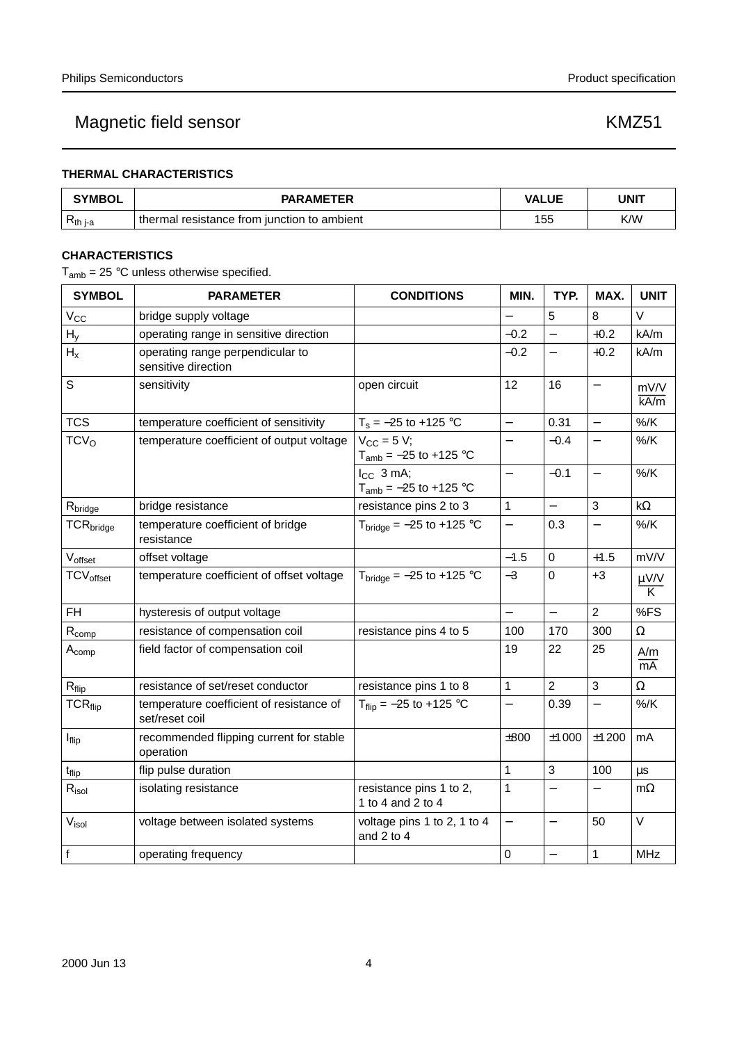## Magnetic field sensor KMZ51

### THERMAL CHARACTERISTICS

| SYMBOL | PARAMETER | VALUE | UNIT |
|---|---|---|---|
| $R_{th\ j\text{-}a}$ | thermal resistance from junction to ambient | 155 | K/W |

### CHARACTERISTICS

$T_{amb}$ = 25 °C unless otherwise specified.

| SYMBOL | PARAMETER | CONDITIONS | MIN. | TYP. | MAX. | UNIT |
|---|---|---|---|---|---|---|
| $V_{CC}$ | bridge supply voltage | | − | 5 | 8 | V |
| $H_y$ | operating range in sensitive direction | | −0.2 | − | +0.2 | kA/m |
| $H_x$ | operating range perpendicular to sensitive direction | | −0.2 | − | +0.2 | kA/m |
| S | sensitivity | open circuit | 12 | 16 | − | $\frac{mV/V}{kA/m}$ |
| TCS | temperature coefficient of sensitivity | $T_s$ = −25 to +125 °C | − | 0.31 | − | %/K |
| $TCV_O$ | temperature coefficient of output voltage | $V_{CC}$ = 5 V; $T_{amb}$ = −25 to +125 °C | − | −0.4 | − | %/K |
| | | $I_{CC}$ 3 mA; $T_{amb}$ = −25 to +125 °C | − | −0.1 | − | %/K |
| $R_{bridge}$ | bridge resistance | resistance pins 2 to 3 | 1 | − | 3 | kΩ |
| $TCR_{bridge}$ | temperature coefficient of bridge resistance | $T_{bridge}$ = −25 to +125 °C | − | 0.3 | − | %/K |
| $V_{offset}$ | offset voltage | | −1.5 | 0 | +1.5 | mV/V |
| $TCV_{offset}$ | temperature coefficient of offset voltage | $T_{bridge}$ = −25 to +125 °C | −3 | 0 | +3 | $\frac{\mu V/V}{K}$ |
| FH | hysteresis of output voltage | | − | − | 2 | %FS |
| $R_{comp}$ | resistance of compensation coil | resistance pins 4 to 5 | 100 | 170 | 300 | Ω |
| $A_{comp}$ | field factor of compensation coil | | 19 | 22 | 25 | $\frac{A/m}{mA}$ |
| $R_{flip}$ | resistance of set/reset conductor | resistance pins 1 to 8 | 1 | 2 | 3 | Ω |
| $TCR_{flip}$ | temperature coefficient of resistance of set/reset coil | $T_{flip}$ = −25 to +125 °C | − | 0.39 | − | %/K |
| $I_{flip}$ | recommended flipping current for stable operation | | ±800 | ±1000 | ±1200 | mA |
| $t_{flip}$ | flip pulse duration | | 1 | 3 | 100 | µs |
| $R_{isol}$ | isolating resistance | resistance pins 1 to 2, 1 to 4 and 2 to 4 | 1 | − | − | mΩ |
| $V_{isol}$ | voltage between isolated systems | voltage pins 1 to 2, 1 to 4 and 2 to 4 | − | − | 50 | V |
| f | operating frequency | | 0 | − | 1 | MHz |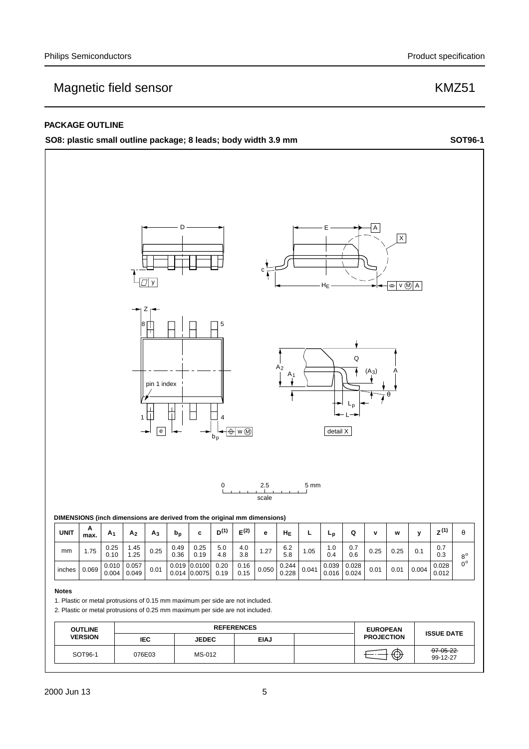## PACKAGE OUTLINE

**SO8: plastic small outline package; 8 leads; body width 3.9 mm** **SOT96-1**

0 2.5 5 mm
scale

**DIMENSIONS (inch dimensions are derived from the original mm dimensions)**

| UNIT | A max. | $A_1$ | $A_2$ | $A_3$ | $b_p$ | c | $D^{(1)}$ | $E^{(2)}$ | e | $H_E$ | L | $L_p$ | Q | v | w | y | $Z^{(1)}$ | θ |
|---|---|---|---|---|---|---|---|---|---|---|---|---|---|---|---|---|---|---|
| mm | 1.75 | 0.25<br>0.10 | 1.45<br>1.25 | 0.25 | 0.49<br>0.36 | 0.25<br>0.19 | 5.0<br>4.8 | 4.0<br>3.8 | 1.27 | 6.2<br>5.8 | 1.05 | 1.0<br>0.4 | 0.7<br>0.6 | 0.25 | 0.25 | 0.1 | 0.7<br>0.3 | 8°<br>0° |
| inches | 0.069 | 0.010<br>0.004 | 0.057<br>0.049 | 0.01 | 0.019<br>0.014 | 0.0100<br>0.0075 | 0.20<br>0.19 | 0.16<br>0.15 | 0.050 | 0.244<br>0.228 | 0.041 | 0.039<br>0.016 | 0.028<br>0.024 | 0.01 | 0.01 | 0.004 | 0.028<br>0.012 | |

**Notes**

1. Plastic or metal protrusions of 0.15 mm maximum per side are not included.
2. Plastic or metal protrusions of 0.25 mm maximum per side are not included.

| OUTLINE VERSION | REFERENCES | | | | EUROPEAN PROJECTION | ISSUE DATE |
|---|---|---|---|---|---|---|
| | IEC | JEDEC | EIAJ | | | |
| SOT96-1 | 076E03 | MS-012 | | | | ~~97-05-22~~<br>99-12-27 |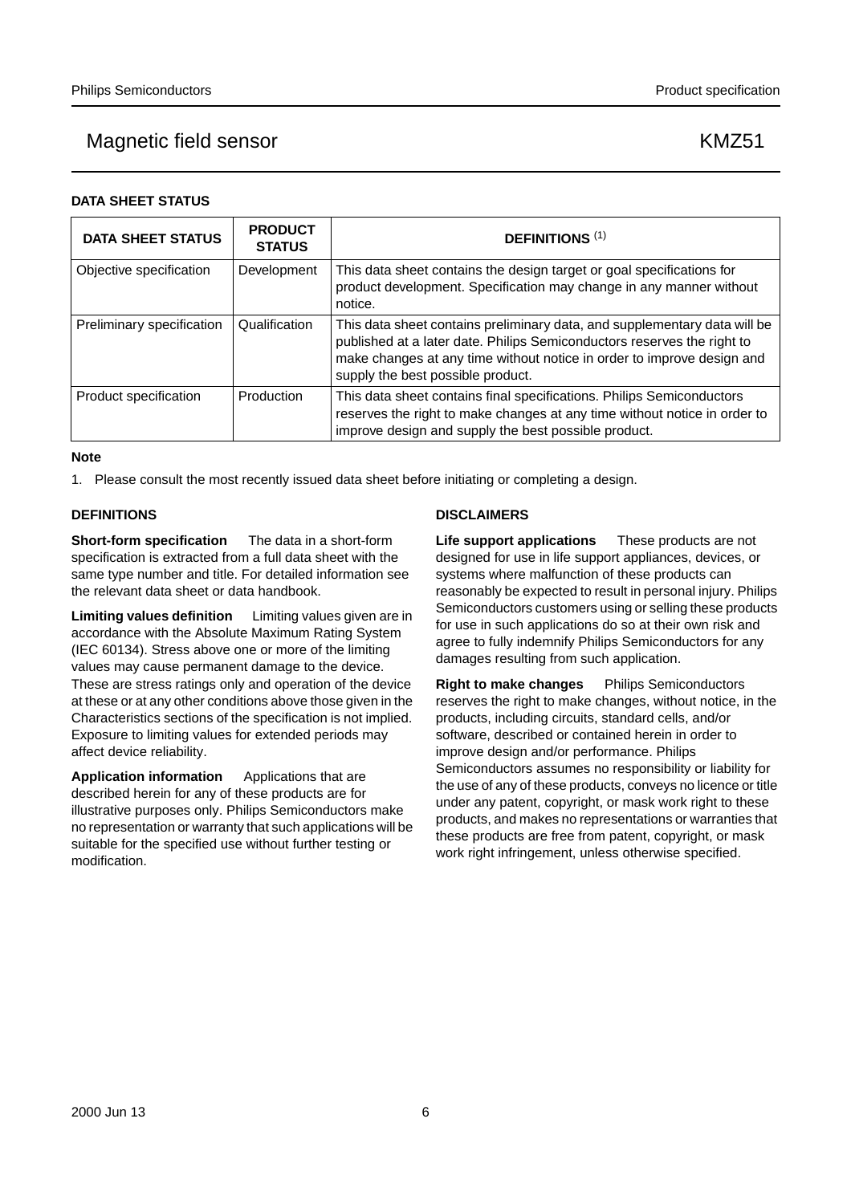## DATA SHEET STATUS

| DATA SHEET STATUS | PRODUCT STATUS | DEFINITIONS [1] |
|---|---|---|
| Objective specification | Development | This data sheet contains the design target or goal specifications for product development. Specification may change in any manner without notice. |
| Preliminary specification | Qualification | This data sheet contains preliminary data, and supplementary data will be published at a later date. Philips Semiconductors reserves the right to make changes at any time without notice in order to improve design and supply the best possible product. |
| Product specification | Production | This data sheet contains final specifications. Philips Semiconductors reserves the right to make changes at any time without notice in order to improve design and supply the best possible product. |

**Note**

1. Please consult the most recently issued data sheet before initiating or completing a design.

## DEFINITIONS

**Short-form specification** The data in a short-form specification is extracted from a full data sheet with the same type number and title. For detailed information see the relevant data sheet or data handbook.

**Limiting values definition** Limiting values given are in accordance with the Absolute Maximum Rating System (IEC 60134). Stress above one or more of the limiting values may cause permanent damage to the device. These are stress ratings only and operation of the device at these or at any other conditions above those given in the Characteristics sections of the specification is not implied. Exposure to limiting values for extended periods may affect device reliability.

**Application information** Applications that are described herein for any of these products are for illustrative purposes only. Philips Semiconductors make no representation or warranty that such applications will be suitable for the specified use without further testing or modification.

## DISCLAIMERS

**Life support applications** These products are not designed for use in life support appliances, devices, or systems where malfunction of these products can reasonably be expected to result in personal injury. Philips Semiconductors customers using or selling these products for use in such applications do so at their own risk and agree to fully indemnify Philips Semiconductors for any damages resulting from such application.

**Right to make changes** Philips Semiconductors reserves the right to make changes, without notice, in the products, including circuits, standard cells, and/or software, described or contained herein in order to improve design and/or performance. Philips Semiconductors assumes no responsibility or liability for the use of any of these products, conveys no licence or title under any patent, copyright, or mask work right to these products, and makes no representations or warranties that these products are free from patent, copyright, or mask work right infringement, unless otherwise specified.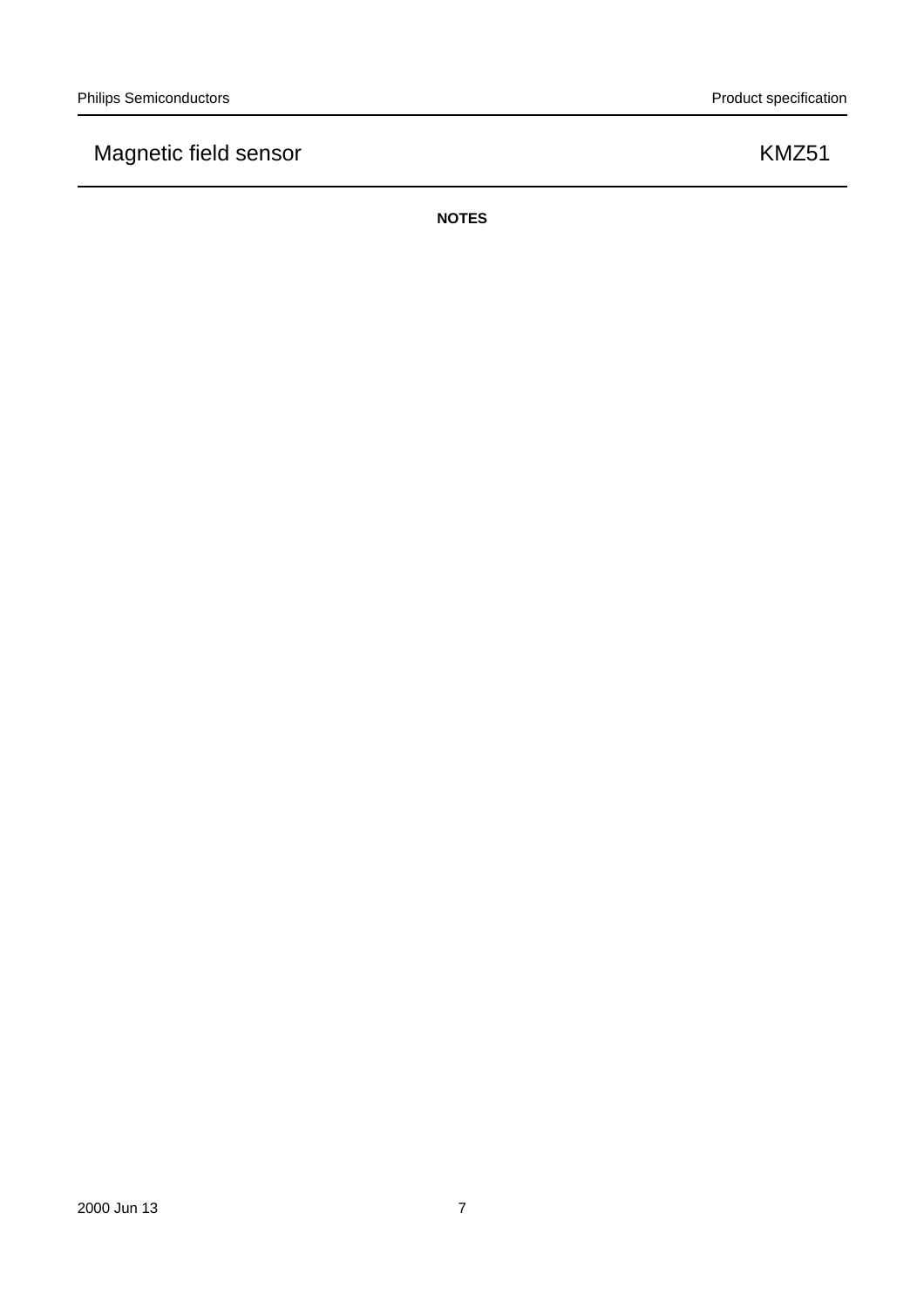## NOTES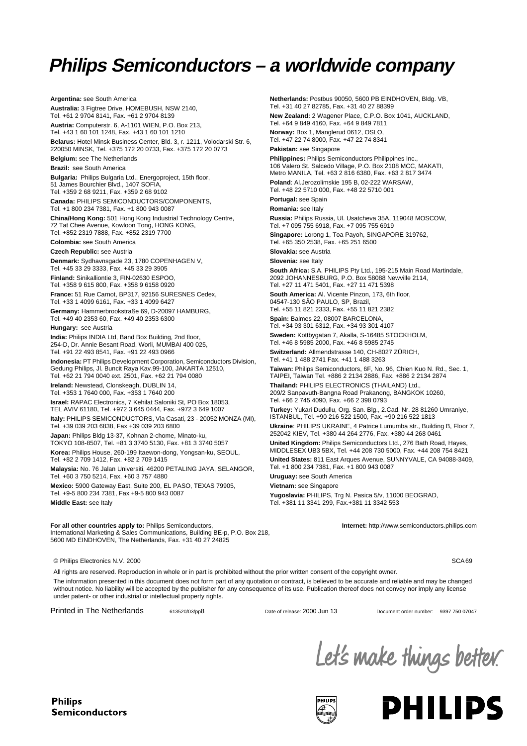# Philips Semiconductors – a worldwide company

**Argentina:** see South America

**Australia:** 3 Figtree Drive, HOMEBUSH, NSW 2140, Tel. +61 2 9704 8141, Fax. +61 2 9704 8139

**Austria:** Computerstr. 6, A-1101 WIEN, P.O. Box 213, Tel. +43 1 60 101 1248, Fax. +43 1 60 101 1210

**Belarus:** Hotel Minsk Business Center, Bld. 3, r. 1211, Volodarski Str. 6, 220050 MINSK, Tel. +375 172 20 0733, Fax. +375 172 20 0773

**Belgium:** see The Netherlands

**Brazil:** see South America

**Bulgaria:** Philips Bulgaria Ltd., Energoproject, 15th floor, 51 James Bourchier Blvd., 1407 SOFIA, Tel. +359 2 68 9211, Fax. +359 2 68 9102

**Canada:** PHILIPS SEMICONDUCTORS/COMPONENTS, Tel. +1 800 234 7381, Fax. +1 800 943 0087

**China/Hong Kong:** 501 Hong Kong Industrial Technology Centre, 72 Tat Chee Avenue, Kowloon Tong, HONG KONG, Tel. +852 2319 7888, Fax. +852 2319 7700

**Colombia:** see South America

**Czech Republic:** see Austria

**Denmark:** Sydhavnsgade 23, 1780 COPENHAGEN V, Tel. +45 33 29 3333, Fax. +45 33 29 3905

**Finland:** Sinikalliontie 3, FIN-02630 ESPOO, Tel. +358 9 615 800, Fax. +358 9 6158 0920

**France:** 51 Rue Carnot, BP317, 92156 SURESNES Cedex, Tel. +33 1 4099 6161, Fax. +33 1 4099 6427

**Germany:** Hammerbrookstraße 69, D-20097 HAMBURG, Tel. +49 40 2353 60, Fax. +49 40 2353 6300

**Hungary:** see Austria

**India:** Philips INDIA Ltd, Band Box Building, 2nd floor, 254-D, Dr. Annie Besant Road, Worli, MUMBAI 400 025, Tel. +91 22 493 8541, Fax. +91 22 493 0966

**Indonesia:** PT Philips Development Corporation, Semiconductors Division, Gedung Philips, Jl. Buncit Raya Kav.99-100, JAKARTA 12510, Tel. +62 21 794 0040 ext. 2501, Fax. +62 21 794 0080

**Ireland:** Newstead, Clonskeagh, DUBLIN 14, Tel. +353 1 7640 000, Fax. +353 1 7640 200

**Israel:** RAPAC Electronics, 7 Kehilat Saloniki St, PO Box 18053, TEL AVIV 61180, Tel. +972 3 645 0444, Fax. +972 3 649 1007

**Italy:** PHILIPS SEMICONDUCTORS, Via Casati, 23 - 20052 MONZA (MI), Tel. +39 039 203 6838, Fax +39 039 203 6800

**Japan:** Philips Bldg 13-37, Kohnan 2-chome, Minato-ku, TOKYO 108-8507, Tel. +81 3 3740 5130, Fax. +81 3 3740 5057

**Korea:** Philips House, 260-199 Itaewon-dong, Yongsan-ku, SEOUL, Tel. +82 2 709 1412, Fax. +82 2 709 1415

**Malaysia:** No. 76 Jalan Universiti, 46200 PETALING JAYA, SELANGOR, Tel. +60 3 750 5214, Fax. +60 3 757 4880

**Mexico:** 5900 Gateway East, Suite 200, EL PASO, TEXAS 79905, Tel. +9-5 800 234 7381, Fax +9-5 800 943 0087

**Middle East:** see Italy

**Netherlands:** Postbus 90050, 5600 PB EINDHOVEN, Bldg. VB, Tel. +31 40 27 82785, Fax. +31 40 27 88399

**New Zealand:** 2 Wagener Place, C.P.O. Box 1041, AUCKLAND, Tel. +64 9 849 4160, Fax. +64 9 849 7811

**Norway:** Box 1, Manglerud 0612, OSLO, Tel. +47 22 74 8000, Fax. +47 22 74 8341

**Pakistan:** see Singapore

**Philippines:** Philips Semiconductors Philippines Inc., 106 Valero St. Salcedo Village, P.O. Box 2108 MCC, MAKATI, Metro MANILA, Tel. +63 2 816 6380, Fax. +63 2 817 3474

**Poland**: Al.Jerozolimskie 195 B, 02-222 WARSAW, Tel. +48 22 5710 000, Fax. +48 22 5710 001

**Portugal:** see Spain

**Romania:** see Italy

**Russia:** Philips Russia, Ul. Usatcheva 35A, 119048 MOSCOW, Tel. +7 095 755 6918, Fax. +7 095 755 6919

**Singapore:** Lorong 1, Toa Payoh, SINGAPORE 319762, Tel. +65 350 2538, Fax. +65 251 6500

**Slovakia:** see Austria

**Slovenia:** see Italy

**South Africa:** S.A. PHILIPS Pty Ltd., 195-215 Main Road Martindale, 2092 JOHANNESBURG, P.O. Box 58088 Newville 2114, Tel. +27 11 471 5401, Fax. +27 11 471 5398

**South America:** Al. Vicente Pinzon, 173, 6th floor, 04547-130 SÃO PAULO, SP, Brazil, Tel. +55 11 821 2333, Fax. +55 11 821 2382

**Spain:** Balmes 22, 08007 BARCELONA, Tel. +34 93 301 6312, Fax. +34 93 301 4107

**Sweden:** Kottbygatan 7, Akalla, S-16485 STOCKHOLM, Tel. +46 8 5985 2000, Fax. +46 8 5985 2745

**Switzerland:** Allmendstrasse 140, CH-8027 ZÜRICH, Tel. +41 1 488 2741 Fax. +41 1 488 3263

**Taiwan:** Philips Semiconductors, 6F, No. 96, Chien Kuo N. Rd., Sec. 1, TAIPEI, Taiwan Tel. +886 2 2134 2886, Fax. +886 2 2134 2874

**Thailand:** PHILIPS ELECTRONICS (THAILAND) Ltd., 209/2 Sanpavuth-Bangna Road Prakanong, BANGKOK 10260, Tel. +66 2 745 4090, Fax. +66 2 398 0793

**Turkey:** Yukari Dudullu, Org. San. Blg., 2.Cad. Nr. 28 81260 Umraniye, ISTANBUL, Tel. +90 216 522 1500, Fax. +90 216 522 1813

**Ukraine**: PHILIPS UKRAINE, 4 Patrice Lumumba str., Building B, Floor 7, 252042 KIEV, Tel. +380 44 264 2776, Fax. +380 44 268 0461

**United Kingdom:** Philips Semiconductors Ltd., 276 Bath Road, Hayes, MIDDLESEX UB3 5BX, Tel. +44 208 730 5000, Fax. +44 208 754 8421

**United States:** 811 East Arques Avenue, SUNNYVALE, CA 94088-3409, Tel. +1 800 234 7381, Fax. +1 800 943 0087

**Uruguay:** see South America

**Vietnam:** see Singapore

**Yugoslavia:** PHILIPS, Trg N. Pasica 5/v, 11000 BEOGRAD, Tel. +381 11 3341 299, Fax.+381 11 3342 553

**For all other countries apply to:** Philips Semiconductors, International Marketing & Sales Communications, Building BE-p, P.O. Box 218, 5600 MD EINDHOVEN, The Netherlands, Fax. +31 40 27 24825

**Internet:** http://www.semiconductors.philips.com

© Philips Electronics N.V. 2000 SCA69

All rights are reserved. Reproduction in whole or in part is prohibited without the prior written consent of the copyright owner.

The information presented in this document does not form part of any quotation or contract, is believed to be accurate and reliable and may be changed without notice. No liability will be accepted by the publisher for any consequence of its use. Publication thereof does not convey nor imply any license under patent- or other industrial or intellectual property rights.

Printed in The Netherlands 613520/03/pp8 Date of release: 2000 Jun 13 Document order number: 9397 750 07047

Let's make things better.

Philips Semiconductors

PHILIPS